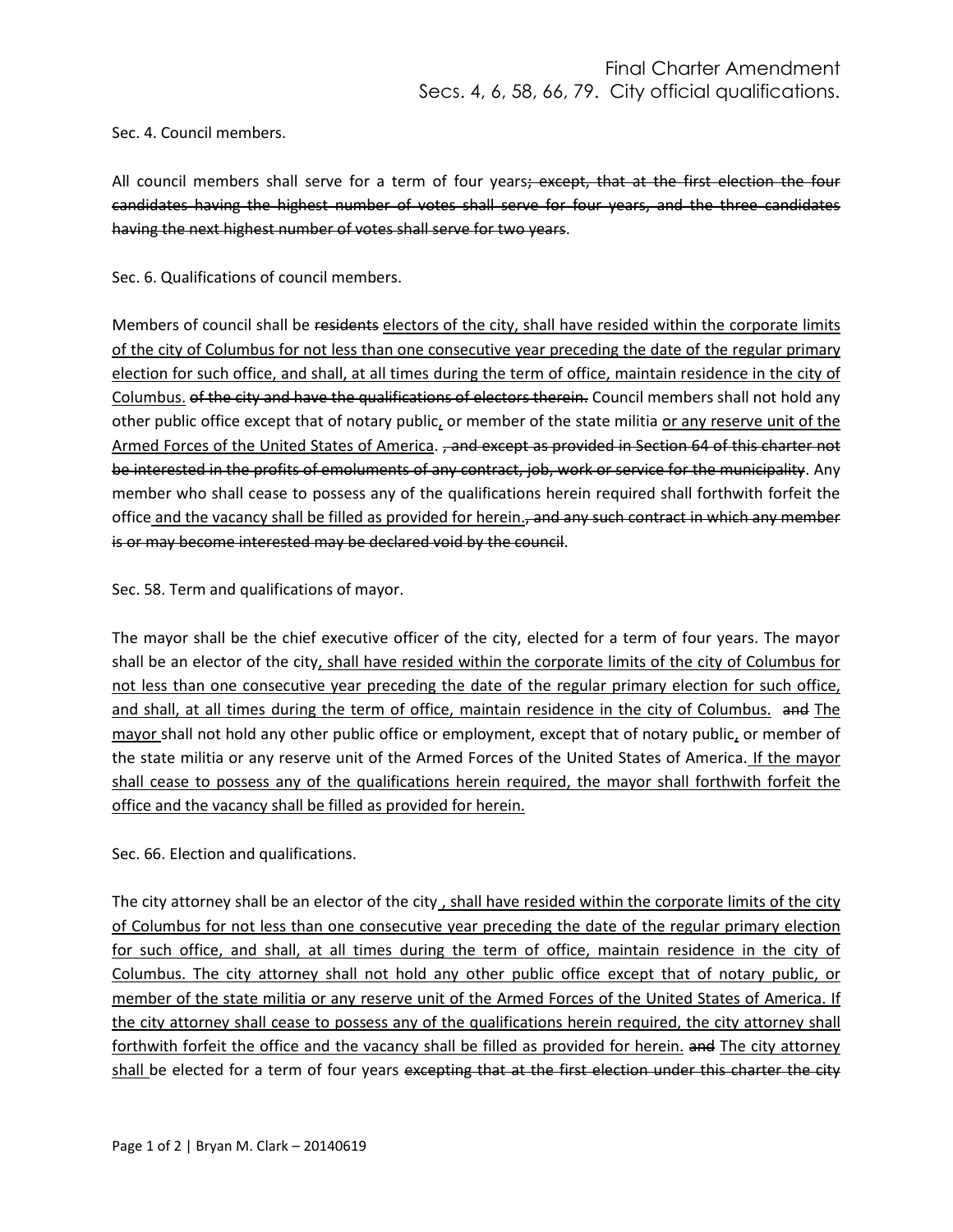# Final Charter Amendment

## Secs. 4, 6, 58, 66, 79. City official qualifications.

Sec. 4. Council members.

All council members shall serve for a term of four years~~; except, that at the first election the four candidates having the highest number of votes shall serve for four years, and the three candidates having the next highest number of votes shall serve for two years~~.

Sec. 6. Qualifications of council members.

Members of council shall be ~~residents~~ <u>electors of the city, shall have resided within the corporate limits of the city of Columbus for not less than one consecutive year preceding the date of the regular primary election for such office, and shall, at all times during the term of office, maintain residence in the city of Columbus.</u> ~~of the city and have the qualifications of electors therein.~~ Council members shall not hold any other public office except that of notary public<u>,</u> or member of the state militia <u>or any reserve unit of the Armed Forces of the United States of America</u>. ~~, and except as provided in Section 64 of this charter not be interested in the profits of emoluments of any contract, job, work or service for the municipality~~. Any member who shall cease to possess any of the qualifications herein required shall forthwith forfeit the office<u> and the vacancy shall be filled as provided for herein.</u>~~, and any such contract in which any member is or may become interested may be declared void by the council~~.

Sec. 58. Term and qualifications of mayor.

The mayor shall be the chief executive officer of the city, elected for a term of four years. The mayor shall be an elector of the city<u>, shall have resided within the corporate limits of the city of Columbus for not less than one consecutive year preceding the date of the regular primary election for such office, and shall, at all times during the term of office, maintain residence in the city of Columbus.</u> ~~and~~ <u>The mayor </u>shall not hold any other public office or employment, except that of notary public<u>,</u> or member of the state militia or any reserve unit of the Armed Forces of the United States of America.<u> If the mayor shall cease to possess any of the qualifications herein required, the mayor shall forthwith forfeit the office and the vacancy shall be filled as provided for herein.</u>

Sec. 66. Election and qualifications.

The city attorney shall be an elector of the city<u> , shall have resided within the corporate limits of the city of Columbus for not less than one consecutive year preceding the date of the regular primary election for such office, and shall, at all times during the term of office, maintain residence in the city of Columbus. The city attorney shall not hold any other public office except that of notary public, or member of the state militia or any reserve unit of the Armed Forces of the United States of America. If the city attorney shall cease to possess any of the qualifications herein required, the city attorney shall forthwith forfeit the office and the vacancy shall be filled as provided for herein.</u> ~~and~~ <u>The city attorney shall </u>be elected for a term of four years ~~excepting that at the first election under this charter the city~~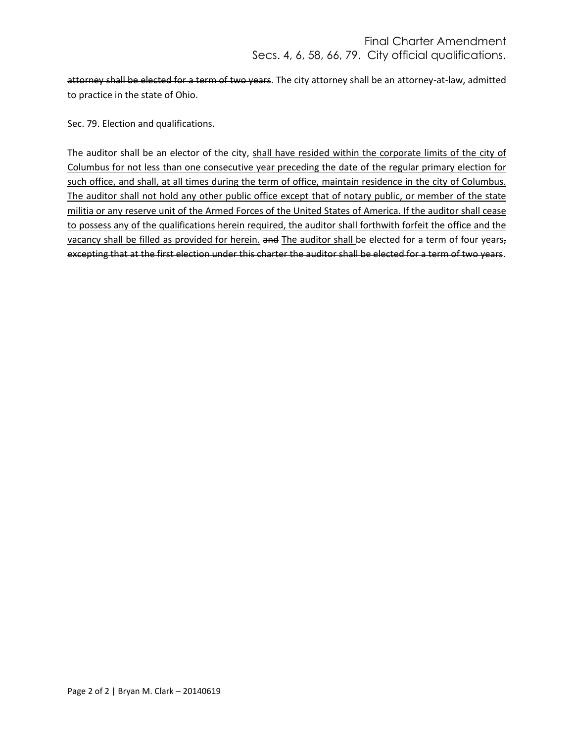~~attorney shall be elected for a term of two years~~. The city attorney shall be an attorney-at-law, admitted to practice in the state of Ohio.

Sec. 79. Election and qualifications.

The auditor shall be an elector of the city, <u>shall have resided within the corporate limits of the city of Columbus for not less than one consecutive year preceding the date of the regular primary election for such office, and shall, at all times during the term of office, maintain residence in the city of Columbus. The auditor shall not hold any other public office except that of notary public, or member of the state militia or any reserve unit of the Armed Forces of the United States of America. If the auditor shall cease to possess any of the qualifications herein required, the auditor shall forthwith forfeit the office and the vacancy shall be filled as provided for herein.</u> ~~and~~ <u>The auditor shall</u> be elected for a term of four years~~, excepting that at the first election under this charter the auditor shall be elected for a term of two years~~.